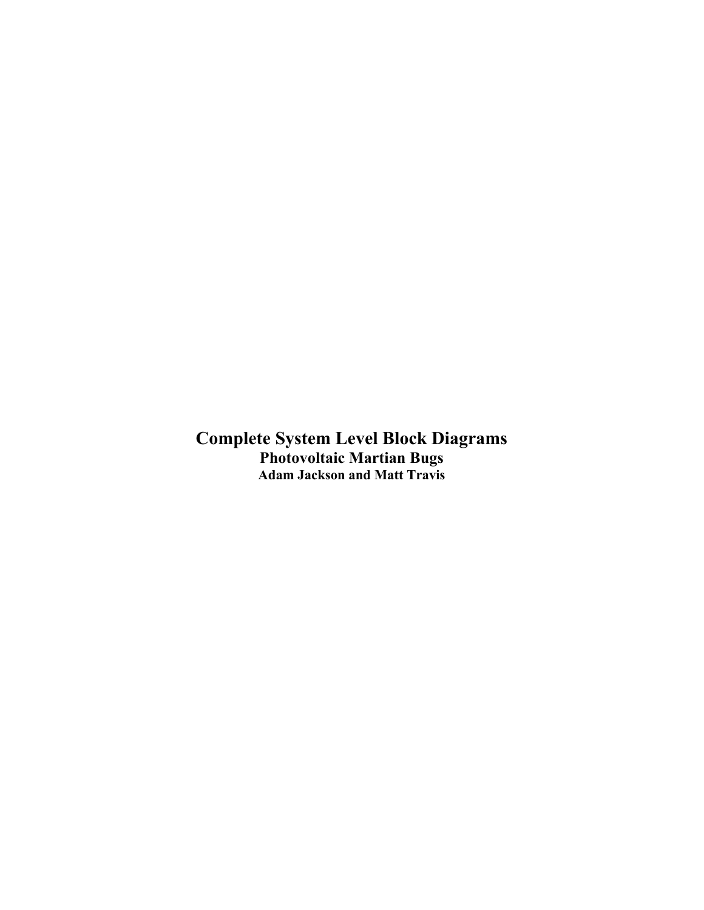# Complete System Level Block Diagrams

## Photovoltaic Martian Bugs

### Adam Jackson and Matt Travis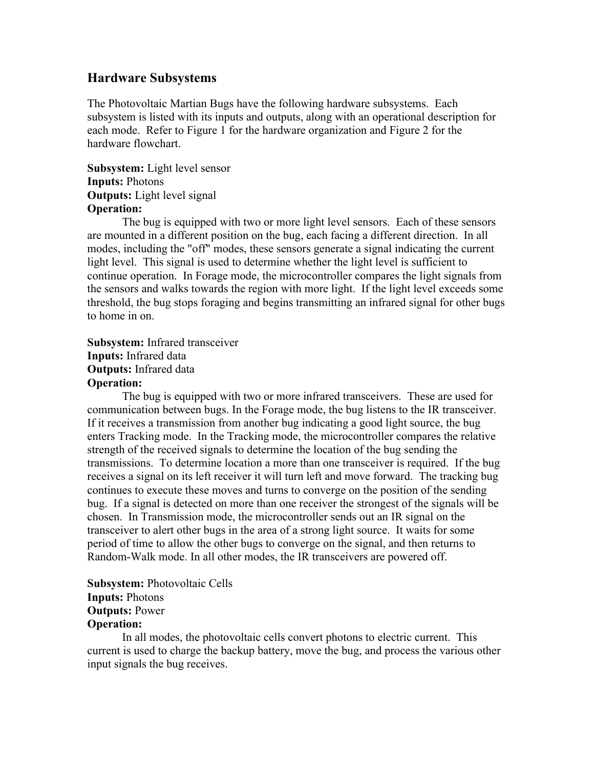## Hardware Subsystems

The Photovoltaic Martian Bugs have the following hardware subsystems. Each subsystem is listed with its inputs and outputs, along with an operational description for each mode. Refer to Figure 1 for the hardware organization and Figure 2 for the hardware flowchart.

**Subsystem:** Light level sensor
**Inputs:** Photons
**Outputs:** Light level signal
**Operation:**

The bug is equipped with two or more light level sensors. Each of these sensors are mounted in a different position on the bug, each facing a different direction. In all modes, including the "off" modes, these sensors generate a signal indicating the current light level. This signal is used to determine whether the light level is sufficient to continue operation. In Forage mode, the microcontroller compares the light signals from the sensors and walks towards the region with more light. If the light level exceeds some threshold, the bug stops foraging and begins transmitting an infrared signal for other bugs to home in on.

**Subsystem:** Infrared transceiver
**Inputs:** Infrared data
**Outputs:** Infrared data
**Operation:**

The bug is equipped with two or more infrared transceivers. These are used for communication between bugs. In the Forage mode, the bug listens to the IR transceiver. If it receives a transmission from another bug indicating a good light source, the bug enters Tracking mode. In the Tracking mode, the microcontroller compares the relative strength of the received signals to determine the location of the bug sending the transmissions. To determine location a more than one transceiver is required. If the bug receives a signal on its left receiver it will turn left and move forward. The tracking bug continues to execute these moves and turns to converge on the position of the sending bug. If a signal is detected on more than one receiver the strongest of the signals will be chosen. In Transmission mode, the microcontroller sends out an IR signal on the transceiver to alert other bugs in the area of a strong light source. It waits for some period of time to allow the other bugs to converge on the signal, and then returns to Random-Walk mode. In all other modes, the IR transceivers are powered off.

**Subsystem:** Photovoltaic Cells
**Inputs:** Photons
**Outputs:** Power
**Operation:**

In all modes, the photovoltaic cells convert photons to electric current. This current is used to charge the backup battery, move the bug, and process the various other input signals the bug receives.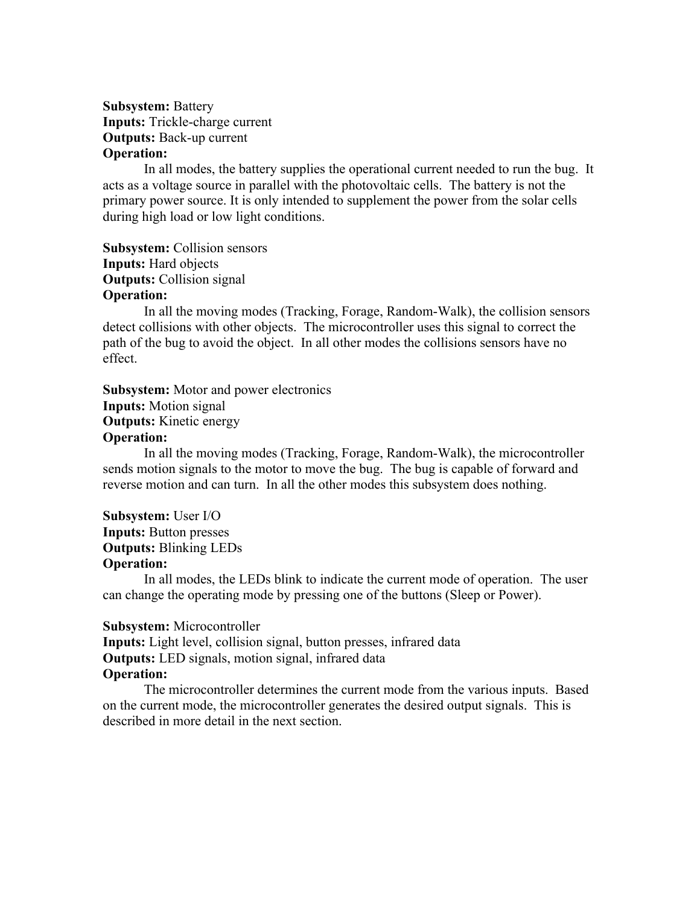**Subsystem:** Battery
**Inputs:** Trickle-charge current
**Outputs:** Back-up current
**Operation:**

In all modes, the battery supplies the operational current needed to run the bug. It acts as a voltage source in parallel with the photovoltaic cells. The battery is not the primary power source. It is only intended to supplement the power from the solar cells during high load or low light conditions.

**Subsystem:** Collision sensors
**Inputs:** Hard objects
**Outputs:** Collision signal
**Operation:**

In all the moving modes (Tracking, Forage, Random-Walk), the collision sensors detect collisions with other objects. The microcontroller uses this signal to correct the path of the bug to avoid the object. In all other modes the collisions sensors have no effect.

**Subsystem:** Motor and power electronics
**Inputs:** Motion signal
**Outputs:** Kinetic energy
**Operation:**

In all the moving modes (Tracking, Forage, Random-Walk), the microcontroller sends motion signals to the motor to move the bug. The bug is capable of forward and reverse motion and can turn. In all the other modes this subsystem does nothing.

**Subsystem:** User I/O
**Inputs:** Button presses
**Outputs:** Blinking LEDs
**Operation:**

In all modes, the LEDs blink to indicate the current mode of operation. The user can change the operating mode by pressing one of the buttons (Sleep or Power).

**Subsystem:** Microcontroller
**Inputs:** Light level, collision signal, button presses, infrared data
**Outputs:** LED signals, motion signal, infrared data
**Operation:**

The microcontroller determines the current mode from the various inputs. Based on the current mode, the microcontroller generates the desired output signals. This is described in more detail in the next section.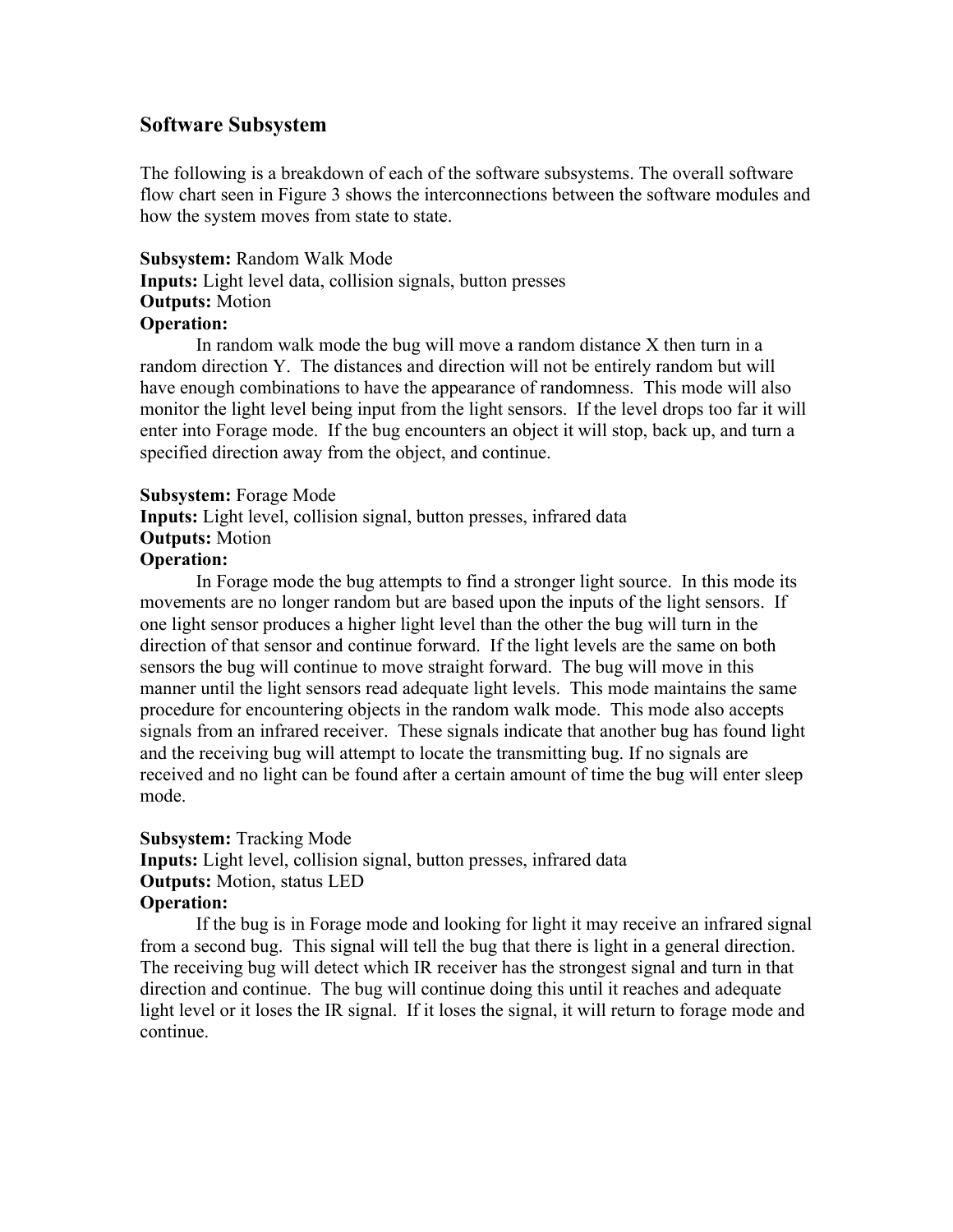## Software Subsystem

The following is a breakdown of each of the software subsystems. The overall software flow chart seen in Figure 3 shows the interconnections between the software modules and how the system moves from state to state.

**Subsystem:** Random Walk Mode
**Inputs:** Light level data, collision signals, button presses
**Outputs:** Motion
**Operation:**

In random walk mode the bug will move a random distance X then turn in a random direction Y. The distances and direction will not be entirely random but will have enough combinations to have the appearance of randomness. This mode will also monitor the light level being input from the light sensors. If the level drops too far it will enter into Forage mode. If the bug encounters an object it will stop, back up, and turn a specified direction away from the object, and continue.

**Subsystem:** Forage Mode
**Inputs:** Light level, collision signal, button presses, infrared data
**Outputs:** Motion
**Operation:**

In Forage mode the bug attempts to find a stronger light source. In this mode its movements are no longer random but are based upon the inputs of the light sensors. If one light sensor produces a higher light level than the other the bug will turn in the direction of that sensor and continue forward. If the light levels are the same on both sensors the bug will continue to move straight forward. The bug will move in this manner until the light sensors read adequate light levels. This mode maintains the same procedure for encountering objects in the random walk mode. This mode also accepts signals from an infrared receiver. These signals indicate that another bug has found light and the receiving bug will attempt to locate the transmitting bug. If no signals are received and no light can be found after a certain amount of time the bug will enter sleep mode.

**Subsystem:** Tracking Mode
**Inputs:** Light level, collision signal, button presses, infrared data
**Outputs:** Motion, status LED
**Operation:**

If the bug is in Forage mode and looking for light it may receive an infrared signal from a second bug. This signal will tell the bug that there is light in a general direction. The receiving bug will detect which IR receiver has the strongest signal and turn in that direction and continue. The bug will continue doing this until it reaches and adequate light level or it loses the IR signal. If it loses the signal, it will return to forage mode and continue.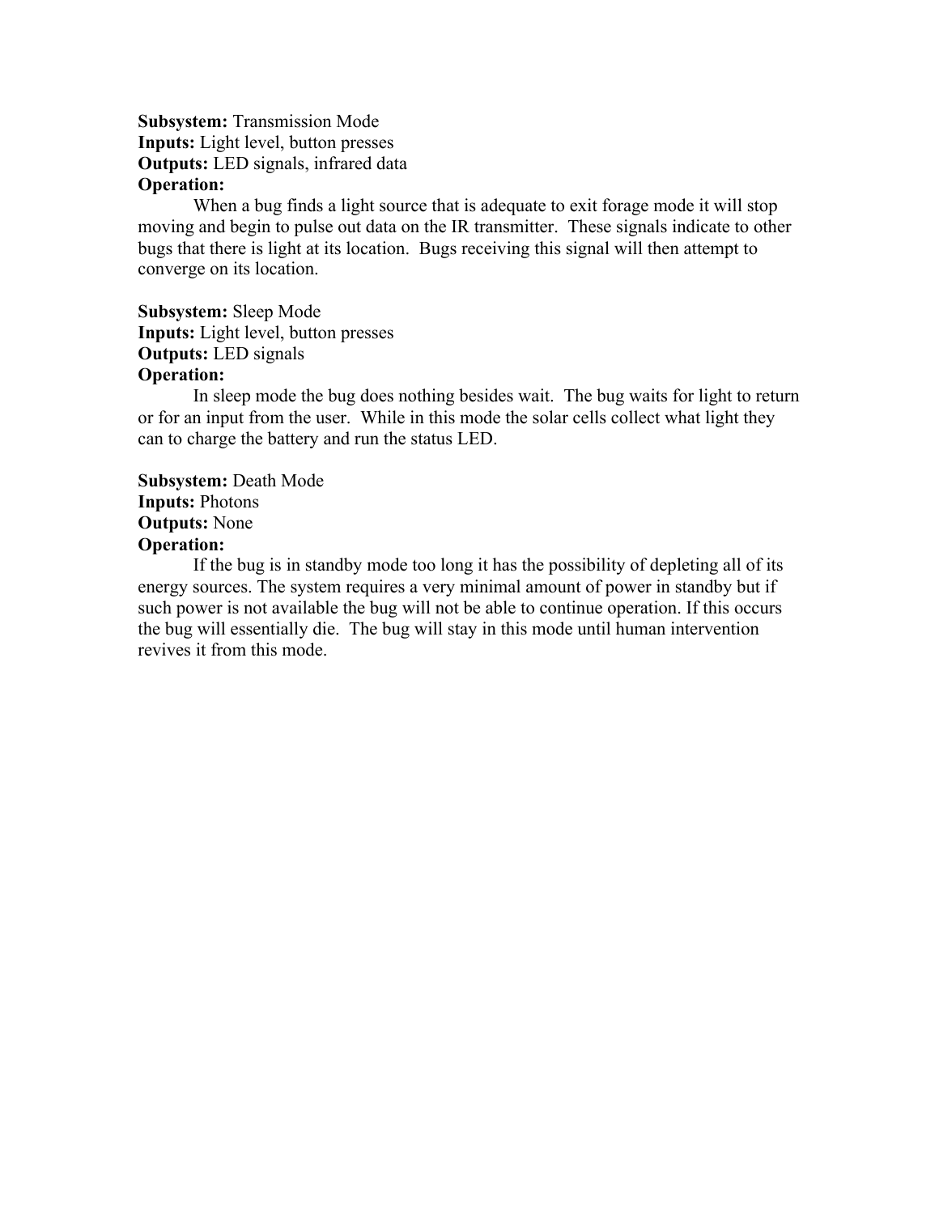**Subsystem:** Transmission Mode
**Inputs:** Light level, button presses
**Outputs:** LED signals, infrared data
**Operation:**

When a bug finds a light source that is adequate to exit forage mode it will stop moving and begin to pulse out data on the IR transmitter. These signals indicate to other bugs that there is light at its location. Bugs receiving this signal will then attempt to converge on its location.

**Subsystem:** Sleep Mode
**Inputs:** Light level, button presses
**Outputs:** LED signals
**Operation:**

In sleep mode the bug does nothing besides wait. The bug waits for light to return or for an input from the user. While in this mode the solar cells collect what light they can to charge the battery and run the status LED.

**Subsystem:** Death Mode
**Inputs:** Photons
**Outputs:** None
**Operation:**

If the bug is in standby mode too long it has the possibility of depleting all of its energy sources. The system requires a very minimal amount of power in standby but if such power is not available the bug will not be able to continue operation. If this occurs the bug will essentially die. The bug will stay in this mode until human intervention revives it from this mode.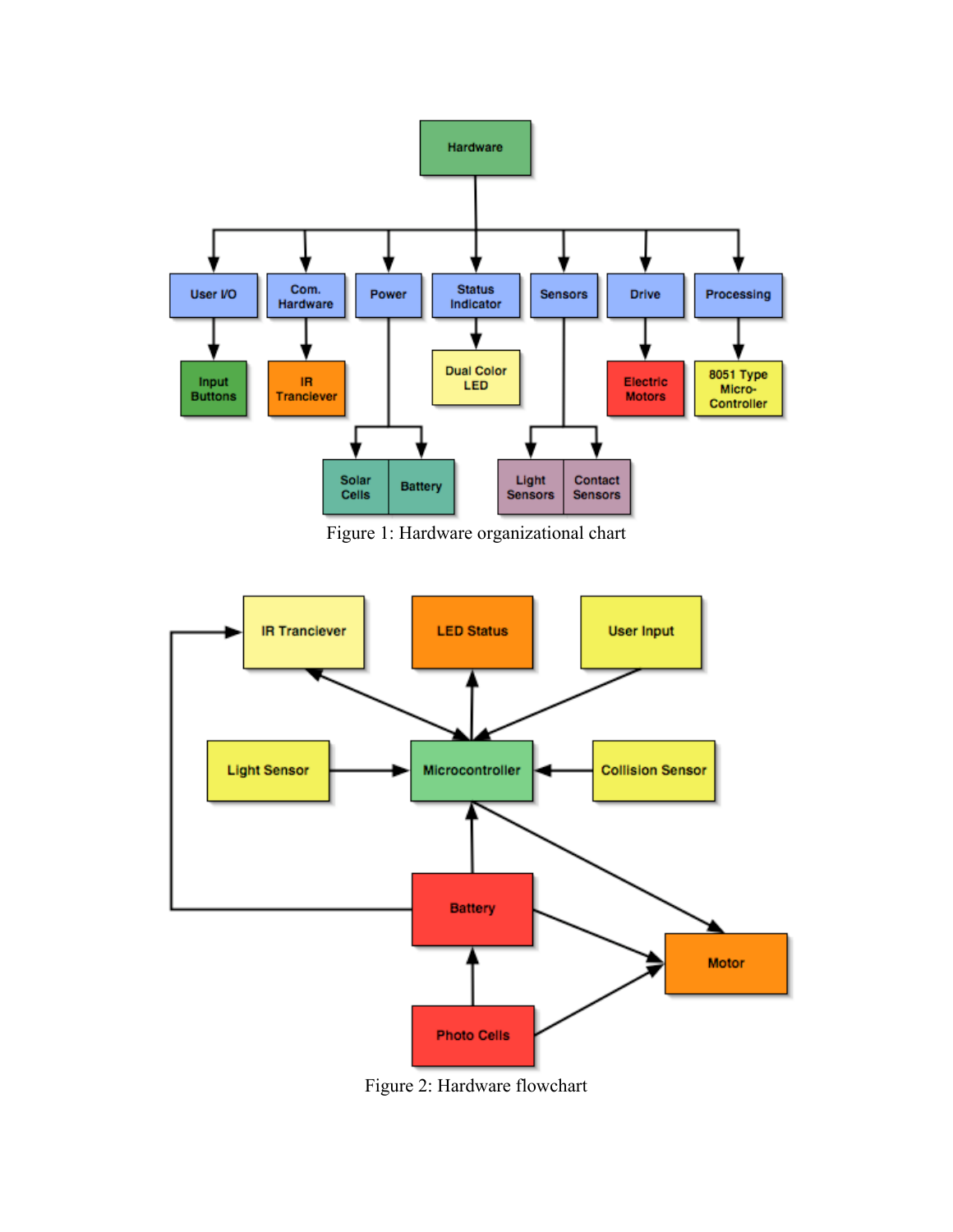Figure 1: Hardware organizational chart

Figure 2: Hardware flowchart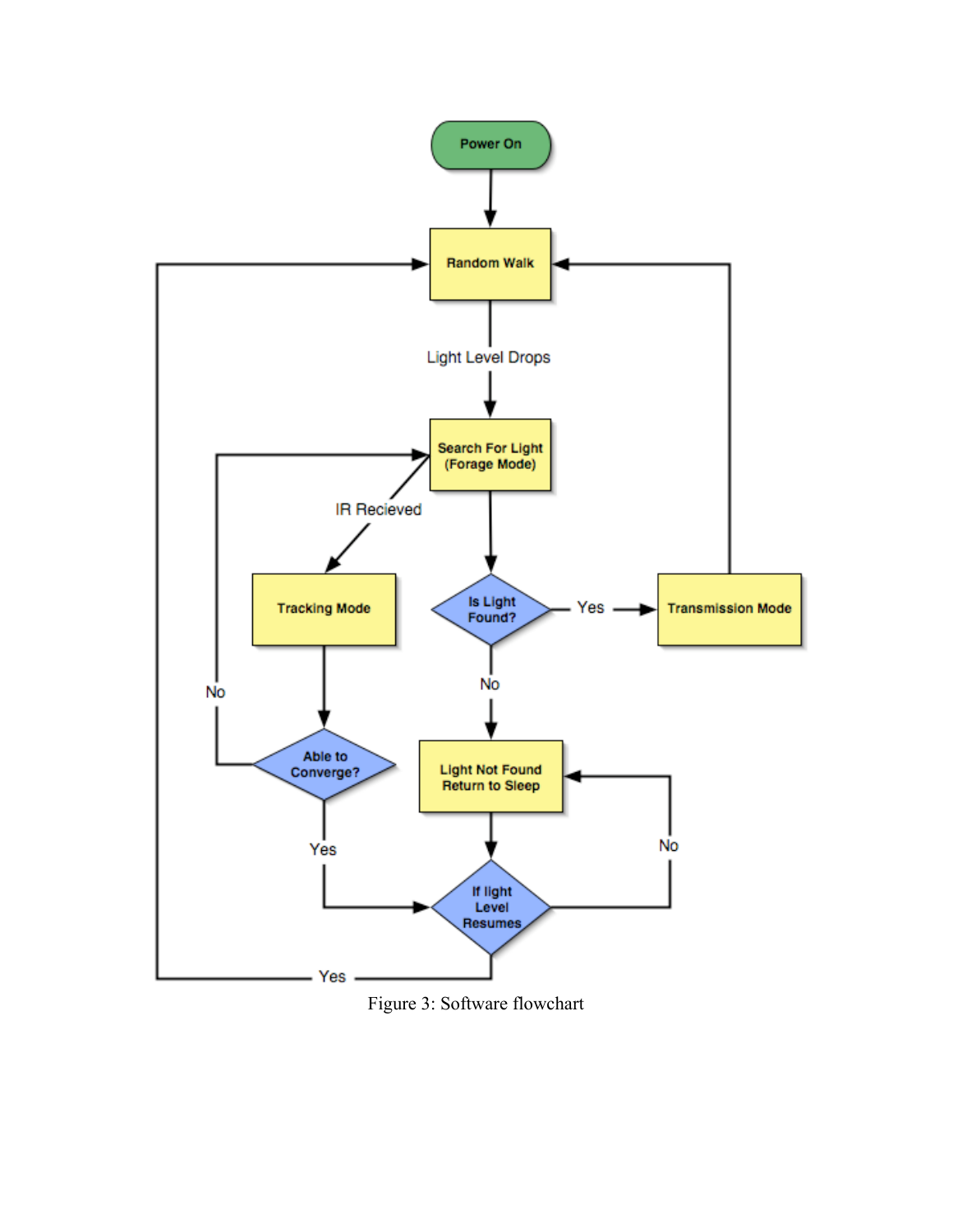Power On

Random Walk

Light Level Drops

Search For Light (Forage Mode)

IR Recieved

Tracking Mode

Is Light Found?

Yes

Transmission Mode

No

No

Able to Converge?

Light Not Found Return to Sleep

No

Yes

If light Level Resumes

Yes

Figure 3: Software flowchart